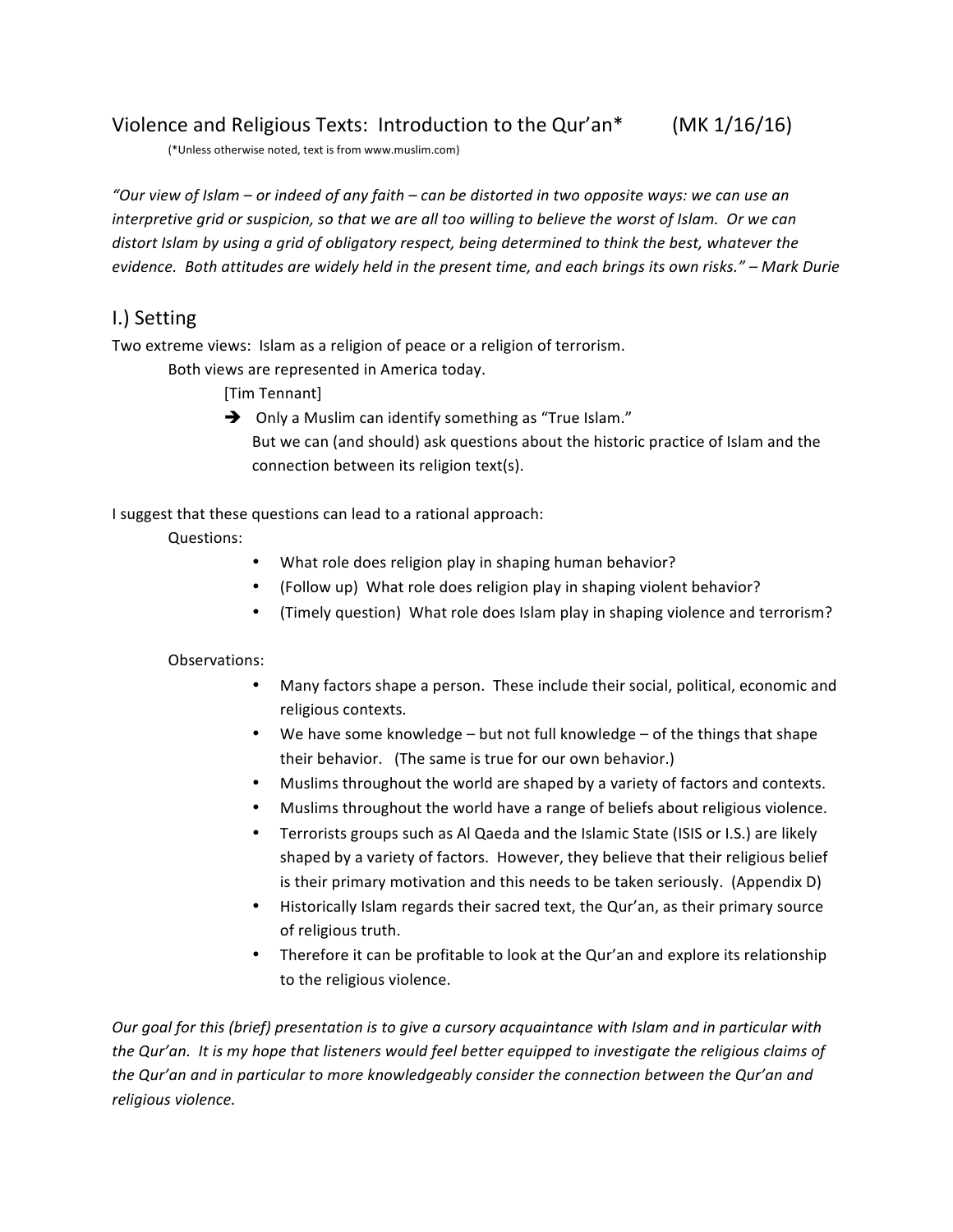# Violence and Religious Texts: Introduction to the Qur'an* (MK 1/16/16)

(*Unless otherwise noted, text is from www.muslim.com)

*"Our view of Islam – or indeed of any faith – can be distorted in two opposite ways: we can use an interpretive grid or suspicion, so that we are all too willing to believe the worst of Islam. Or we can distort Islam by using a grid of obligatory respect, being determined to think the best, whatever the evidence. Both attitudes are widely held in the present time, and each brings its own risks." – Mark Durie*

## I.) Setting

Two extreme views: Islam as a religion of peace or a religion of terrorism.

Both views are represented in America today.

[Tim Tennant]

➔ Only a Muslim can identify something as "True Islam."
But we can (and should) ask questions about the historic practice of Islam and the connection between its religion text(s).

I suggest that these questions can lead to a rational approach:

Questions:

- What role does religion play in shaping human behavior?
- (Follow up) What role does religion play in shaping violent behavior?
- (Timely question) What role does Islam play in shaping violence and terrorism?

Observations:

- Many factors shape a person. These include their social, political, economic and religious contexts.
- We have some knowledge – but not full knowledge – of the things that shape their behavior. (The same is true for our own behavior.)
- Muslims throughout the world are shaped by a variety of factors and contexts.
- Muslims throughout the world have a range of beliefs about religious violence.
- Terrorists groups such as Al Qaeda and the Islamic State (ISIS or I.S.) are likely shaped by a variety of factors. However, they believe that their religious belief is their primary motivation and this needs to be taken seriously. (Appendix D)
- Historically Islam regards their sacred text, the Qur'an, as their primary source of religious truth.
- Therefore it can be profitable to look at the Qur'an and explore its relationship to the religious violence.

*Our goal for this (brief) presentation is to give a cursory acquaintance with Islam and in particular with the Qur'an. It is my hope that listeners would feel better equipped to investigate the religious claims of the Qur'an and in particular to more knowledgeably consider the connection between the Qur'an and religious violence.*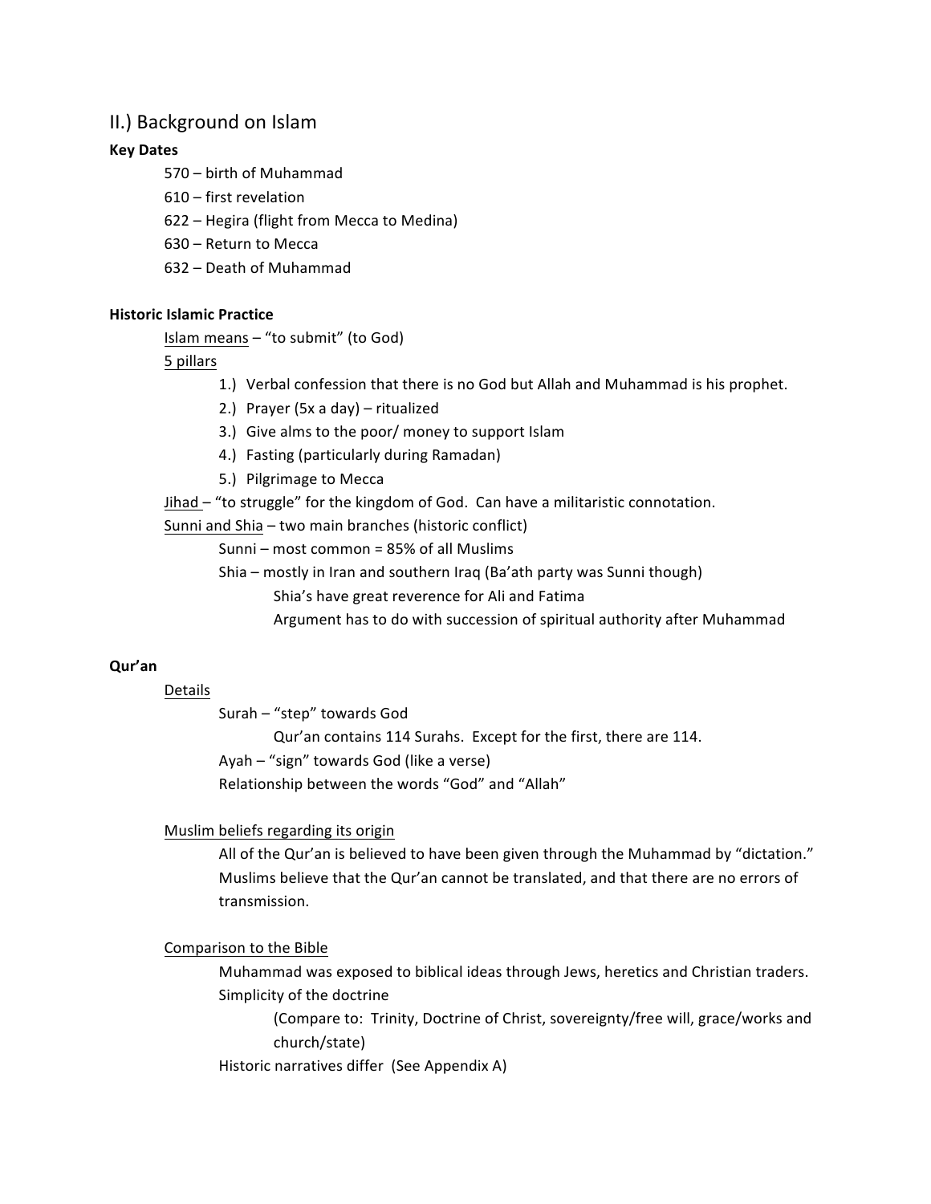## II.) Background on Islam

**Key Dates**

- 570 – birth of Muhammad
- 610 – first revelation
- 622 – Hegira (flight from Mecca to Medina)
- 630 – Return to Mecca
- 632 – Death of Muhammad

**Historic Islamic Practice**

<u>Islam means</u> – "to submit" (to God)

<u>5 pillars</u>

1.) Verbal confession that there is no God but Allah and Muhammad is his prophet.
2.) Prayer (5x a day) – ritualized
3.) Give alms to the poor/ money to support Islam
4.) Fasting (particularly during Ramadan)
5.) Pilgrimage to Mecca

<u>Jihad</u> – "to struggle" for the kingdom of God. Can have a militaristic connotation.

<u>Sunni and Shia</u> – two main branches (historic conflict)

- Sunni – most common = 85% of all Muslims
- Shia – mostly in Iran and southern Iraq (Ba'ath party was Sunni though)
  - Shia's have great reverence for Ali and Fatima
  - Argument has to do with succession of spiritual authority after Muhammad

**Qur'an**

<u>Details</u>

- Surah – "step" towards God
  - Qur'an contains 114 Surahs. Except for the first, there are 114.
- Ayah – "sign" towards God (like a verse)
- Relationship between the words "God" and "Allah"

<u>Muslim beliefs regarding its origin</u>

All of the Qur'an is believed to have been given through the Muhammad by "dictation." Muslims believe that the Qur'an cannot be translated, and that there are no errors of transmission.

<u>Comparison to the Bible</u>

- Muhammad was exposed to biblical ideas through Jews, heretics and Christian traders.
- Simplicity of the doctrine
  - (Compare to: Trinity, Doctrine of Christ, sovereignty/free will, grace/works and church/state)
- Historic narratives differ (See Appendix A)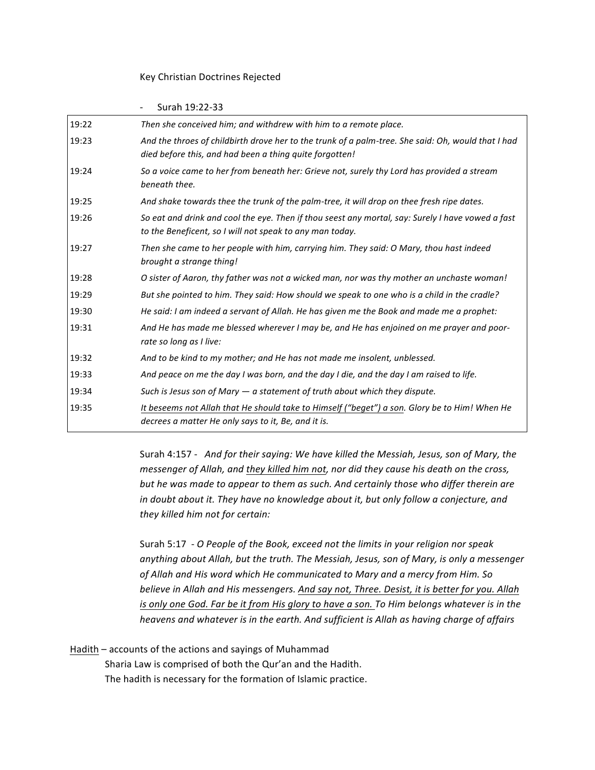Key Christian Doctrines Rejected

- Surah 19:22-33

| | |
|---|---|
| 19:22 | *Then she conceived him; and withdrew with him to a remote place.* |
| 19:23 | *And the throes of childbirth drove her to the trunk of a palm-tree. She said: Oh, would that I had died before this, and had been a thing quite forgotten!* |
| 19:24 | *So a voice came to her from beneath her: Grieve not, surely thy Lord has provided a stream beneath thee.* |
| 19:25 | *And shake towards thee the trunk of the palm-tree, it will drop on thee fresh ripe dates.* |
| 19:26 | *So eat and drink and cool the eye. Then if thou seest any mortal, say: Surely I have vowed a fast to the Beneficent, so I will not speak to any man today.* |
| 19:27 | *Then she came to her people with him, carrying him. They said: O Mary, thou hast indeed brought a strange thing!* |
| 19:28 | *O sister of Aaron, thy father was not a wicked man, nor was thy mother an unchaste woman!* |
| 19:29 | *But she pointed to him. They said: How should we speak to one who is a child in the cradle?* |
| 19:30 | *He said: I am indeed a servant of Allah. He has given me the Book and made me a prophet:* |
| 19:31 | *And He has made me blessed wherever I may be, and He has enjoined on me prayer and poor-rate so long as I live:* |
| 19:32 | *And to be kind to my mother; and He has not made me insolent, unblessed.* |
| 19:33 | *And peace on me the day I was born, and the day I die, and the day I am raised to life.* |
| 19:34 | *Such is Jesus son of Mary — a statement of truth about which they dispute.* |
| 19:35 | *<u>It beseems not Allah that He should take to Himself ("beget") a son</u>. Glory be to Him! When He decrees a matter He only says to it, Be, and it is.* |

Surah 4:157 - *And for their saying: We have killed the Messiah, Jesus, son of Mary, the messenger of Allah, and <u>they killed him not</u>, nor did they cause his death on the cross, but he was made to appear to them as such. And certainly those who differ therein are in doubt about it. They have no knowledge about it, but only follow a conjecture, and they killed him not for certain:*

Surah 5:17 - *O People of the Book, exceed not the limits in your religion nor speak anything about Allah, but the truth. The Messiah, Jesus, son of Mary, is only a messenger of Allah and His word which He communicated to Mary and a mercy from Him. So believe in Allah and His messengers. <u>And say not, Three. Desist, it is better for you. Allah is only one God. Far be it from His glory to have a son.</u> To Him belongs whatever is in the heavens and whatever is in the earth. And sufficient is Allah as having charge of affairs*

<u>Hadith</u> – accounts of the actions and sayings of Muhammad

Sharia Law is comprised of both the Qur'an and the Hadith.

The hadith is necessary for the formation of Islamic practice.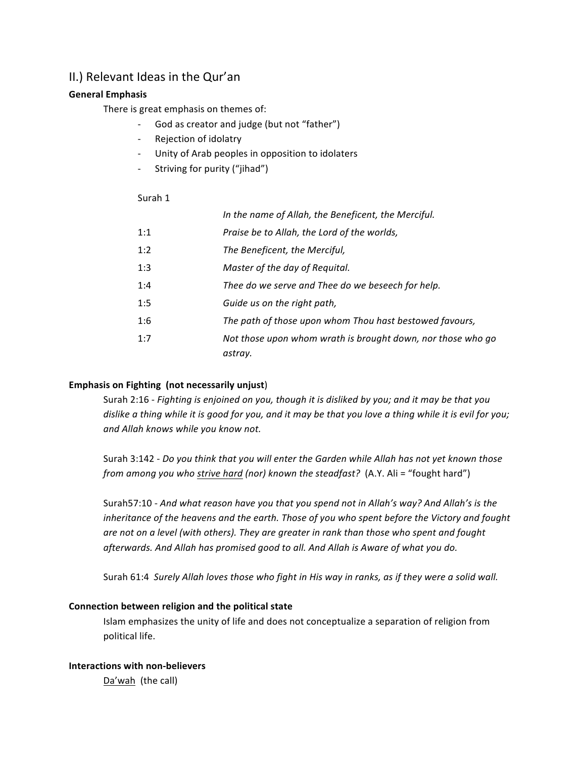## II.) Relevant Ideas in the Qur'an

**General Emphasis**

There is great emphasis on themes of:

- God as creator and judge (but not "father")
- Rejection of idolatry
- Unity of Arab peoples in opposition to idolaters
- Striving for purity ("jihad")

Surah 1

| | |
|---|---|
| | *In the name of Allah, the Beneficent, the Merciful.* |
| 1:1 | *Praise be to Allah, the Lord of the worlds,* |
| 1:2 | *The Beneficent, the Merciful,* |
| 1:3 | *Master of the day of Requital.* |
| 1:4 | *Thee do we serve and Thee do we beseech for help.* |
| 1:5 | *Guide us on the right path,* |
| 1:6 | *The path of those upon whom Thou hast bestowed favours,* |
| 1:7 | *Not those upon whom wrath is brought down, nor those who go astray.* |

**Emphasis on Fighting (not necessarily unjust**)

Surah 2:16 - *Fighting is enjoined on you, though it is disliked by you; and it may be that you dislike a thing while it is good for you, and it may be that you love a thing while it is evil for you; and Allah knows while you know not.*

Surah 3:142 - *Do you think that you will enter the Garden while Allah has not yet known those from among you who <u>strive hard</u> (nor) known the steadfast?* (A.Y. Ali = "fought hard")

Surah57:10 - *And what reason have you that you spend not in Allah's way? And Allah's is the inheritance of the heavens and the earth. Those of you who spent before the Victory and fought are not on a level (with others). They are greater in rank than those who spent and fought afterwards. And Allah has promised good to all. And Allah is Aware of what you do.*

Surah 61:4 *Surely Allah loves those who fight in His way in ranks, as if they were a solid wall.*

**Connection between religion and the political state**

Islam emphasizes the unity of life and does not conceptualize a separation of religion from political life.

**Interactions with non-believers**

<u>Da'wah</u> (the call)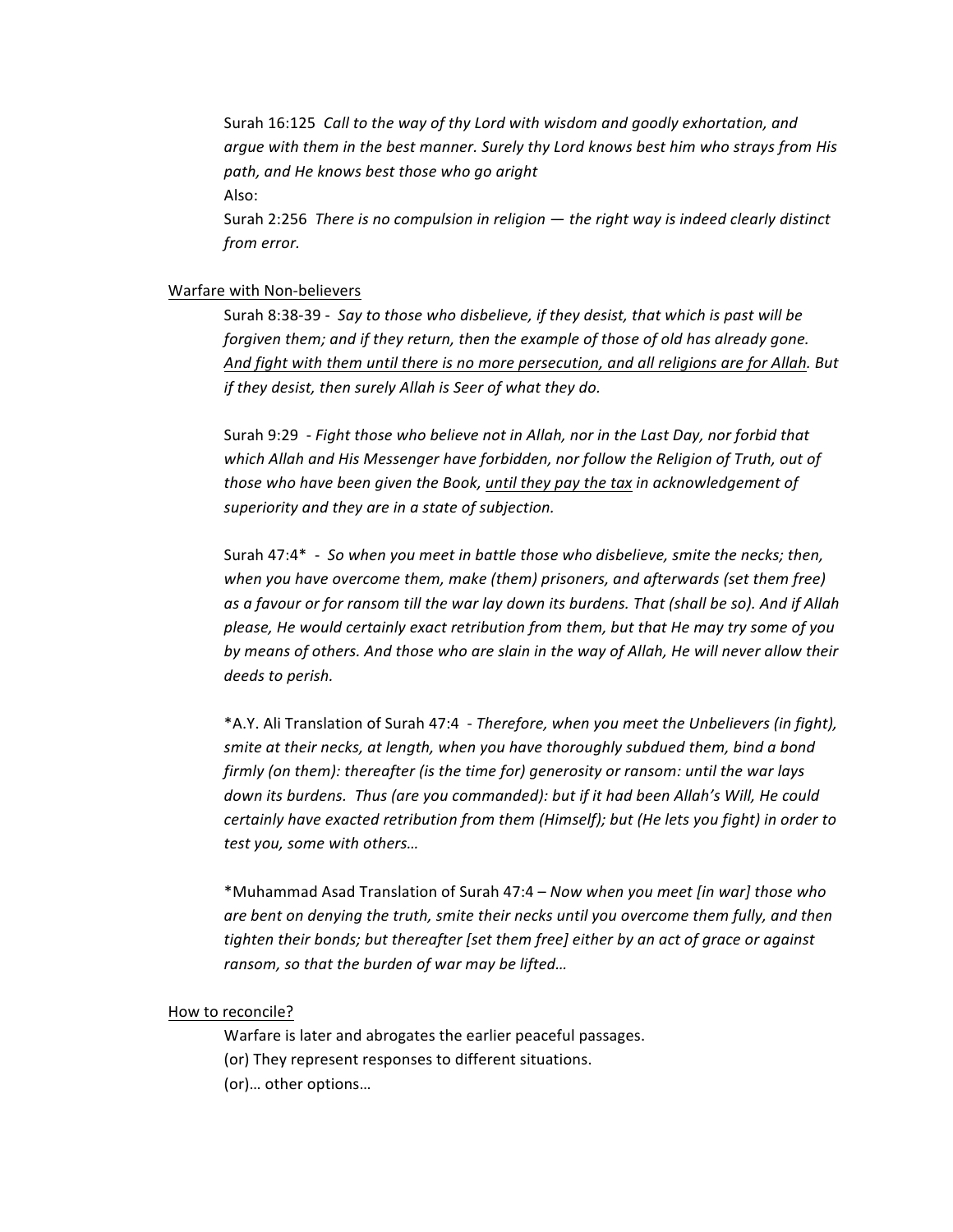Surah 16:125 *Call to the way of thy Lord with wisdom and goodly exhortation, and argue with them in the best manner. Surely thy Lord knows best him who strays from His path, and He knows best those who go aright*

Also:

Surah 2:256 *There is no compulsion in religion — the right way is indeed clearly distinct from error.*

<u>Warfare with Non-believers</u>

Surah 8:38-39 - *Say to those who disbelieve, if they desist, that which is past will be forgiven them; and if they return, then the example of those of old has already gone. <u>And fight with them until there is no more persecution, and all religions are for Allah</u>. But if they desist, then surely Allah is Seer of what they do.*

Surah 9:29 - *Fight those who believe not in Allah, nor in the Last Day, nor forbid that which Allah and His Messenger have forbidden, nor follow the Religion of Truth, out of those who have been given the Book, <u>until they pay the tax</u> in acknowledgement of superiority and they are in a state of subjection.*

Surah 47:4* - *So when you meet in battle those who disbelieve, smite the necks; then, when you have overcome them, make (them) prisoners, and afterwards (set them free) as a favour or for ransom till the war lay down its burdens. That (shall be so). And if Allah please, He would certainly exact retribution from them, but that He may try some of you by means of others. And those who are slain in the way of Allah, He will never allow their deeds to perish.*

*A.Y. Ali Translation of Surah 47:4 - *Therefore, when you meet the Unbelievers (in fight), smite at their necks, at length, when you have thoroughly subdued them, bind a bond firmly (on them): thereafter (is the time for) generosity or ransom: until the war lays down its burdens. Thus (are you commanded): but if it had been Allah's Will, He could certainly have exacted retribution from them (Himself); but (He lets you fight) in order to test you, some with others…*

*Muhammad Asad Translation of Surah 47:4 – *Now when you meet [in war] those who are bent on denying the truth, smite their necks until you overcome them fully, and then tighten their bonds; but thereafter [set them free] either by an act of grace or against ransom, so that the burden of war may be lifted…*

<u>How to reconcile?</u>

Warfare is later and abrogates the earlier peaceful passages.
(or) They represent responses to different situations.
(or)… other options…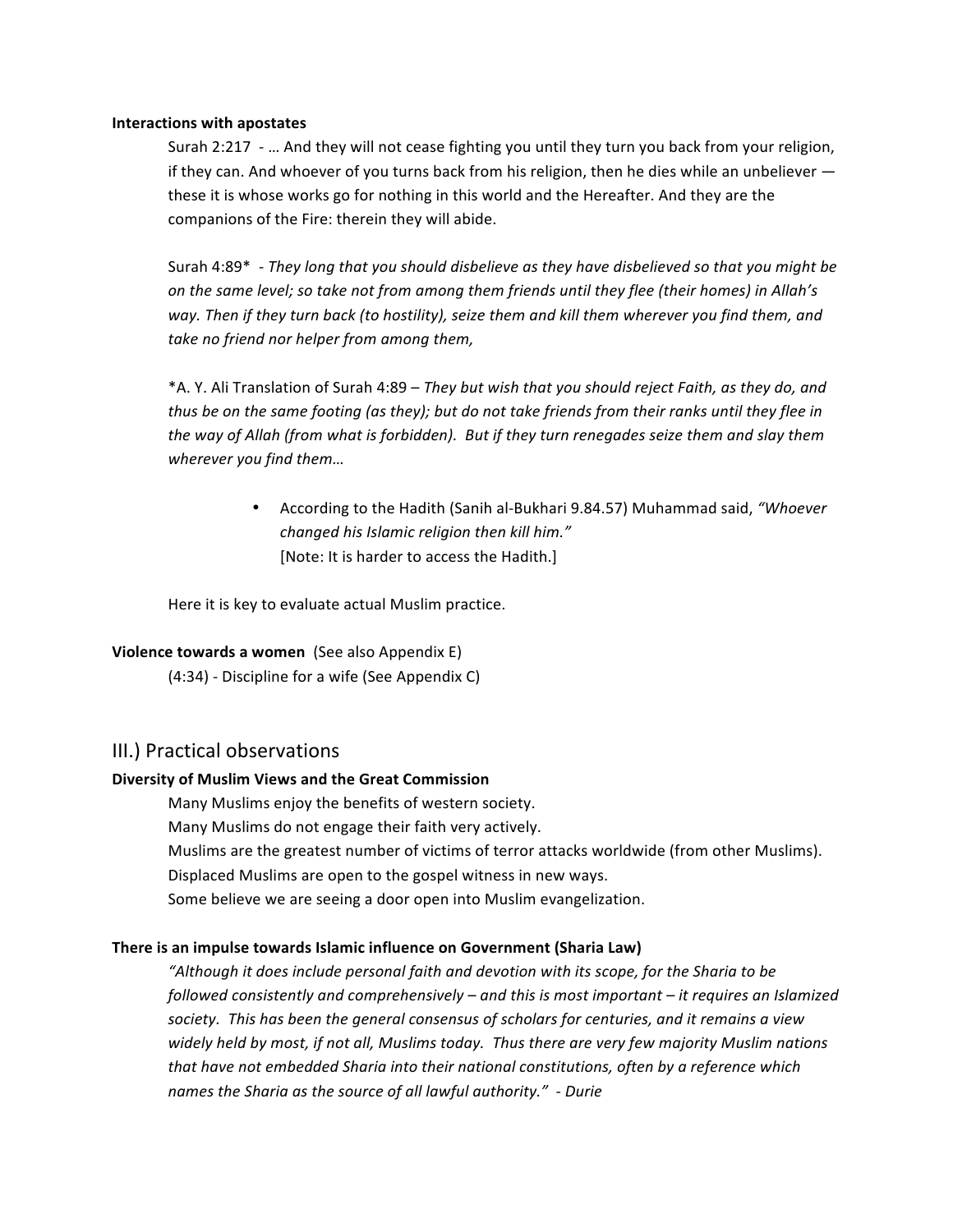**Interactions with apostates**

Surah 2:217 - … And they will not cease fighting you until they turn you back from your religion, if they can. And whoever of you turns back from his religion, then he dies while an unbeliever — these it is whose works go for nothing in this world and the Hereafter. And they are the companions of the Fire: therein they will abide.

Surah 4:89* - *They long that you should disbelieve as they have disbelieved so that you might be on the same level; so take not from among them friends until they flee (their homes) in Allah's way. Then if they turn back (to hostility), seize them and kill them wherever you find them, and take no friend nor helper from among them,*

*A. Y. Ali Translation of Surah 4:89 – *They but wish that you should reject Faith, as they do, and thus be on the same footing (as they); but do not take friends from their ranks until they flee in the way of Allah (from what is forbidden). But if they turn renegades seize them and slay them wherever you find them…*

- According to the Hadith (Sanih al-Bukhari 9.84.57) Muhammad said, *"Whoever changed his Islamic religion then kill him."*
  [Note: It is harder to access the Hadith.]

Here it is key to evaluate actual Muslim practice.

**Violence towards a women** (See also Appendix E)

(4:34) - Discipline for a wife (See Appendix C)

## III.) Practical observations

**Diversity of Muslim Views and the Great Commission**

Many Muslims enjoy the benefits of western society.
Many Muslims do not engage their faith very actively.
Muslims are the greatest number of victims of terror attacks worldwide (from other Muslims).
Displaced Muslims are open to the gospel witness in new ways.
Some believe we are seeing a door open into Muslim evangelization.

**There is an impulse towards Islamic influence on Government (Sharia Law)**

*"Although it does include personal faith and devotion with its scope, for the Sharia to be followed consistently and comprehensively – and this is most important – it requires an Islamized society. This has been the general consensus of scholars for centuries, and it remains a view widely held by most, if not all, Muslims today. Thus there are very few majority Muslim nations that have not embedded Sharia into their national constitutions, often by a reference which names the Sharia as the source of all lawful authority." - Durie*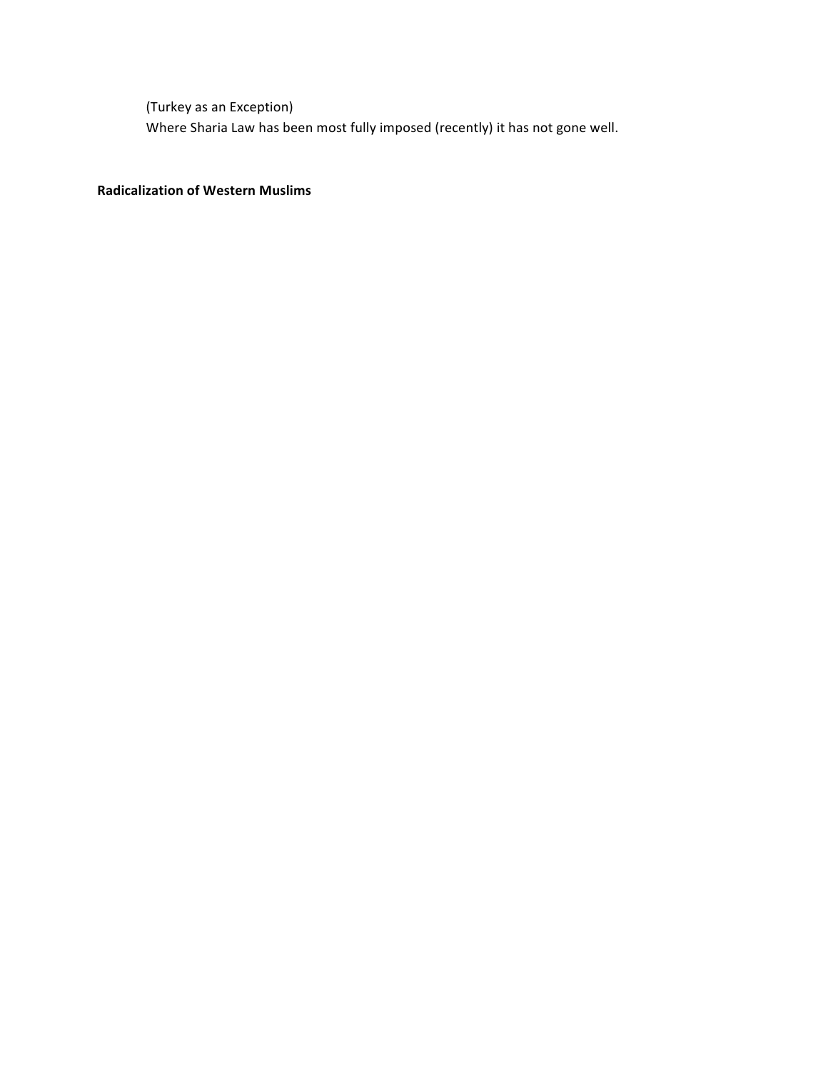(Turkey as an Exception)

Where Sharia Law has been most fully imposed (recently) it has not gone well.

**Radicalization of Western Muslims**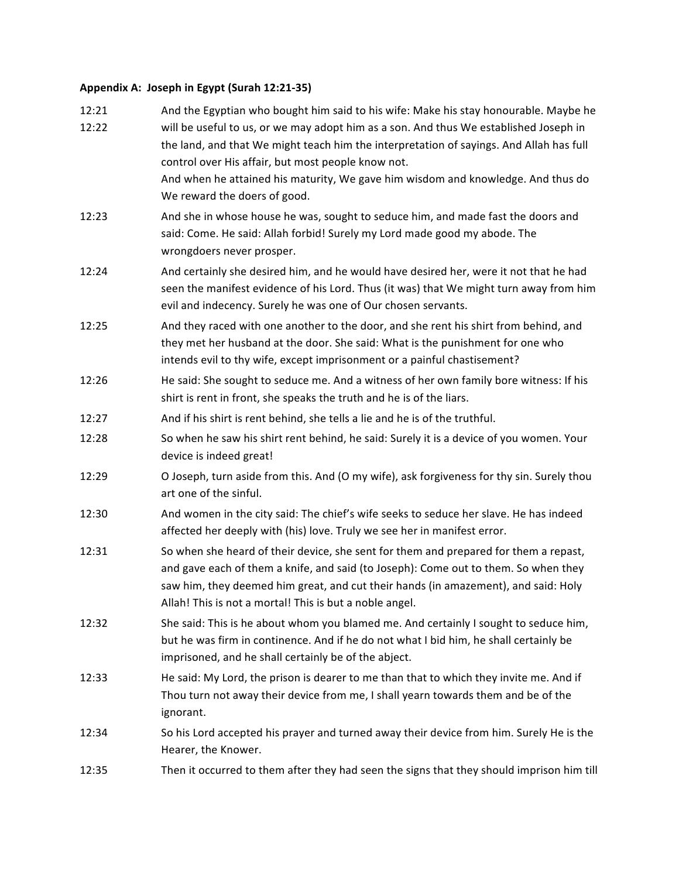**Appendix A: Joseph in Egypt (Surah 12:21-35)**

12:21 And the Egyptian who bought him said to his wife: Make his stay honourable. Maybe he will be useful to us, or we may adopt him as a son. And thus We established Joseph in the land, and that We might teach him the interpretation of sayings. And Allah has full control over His affair, but most people know not.

12:22 And when he attained his maturity, We gave him wisdom and knowledge. And thus do We reward the doers of good.

12:23 And she in whose house he was, sought to seduce him, and made fast the doors and said: Come. He said: Allah forbid! Surely my Lord made good my abode. The wrongdoers never prosper.

12:24 And certainly she desired him, and he would have desired her, were it not that he had seen the manifest evidence of his Lord. Thus (it was) that We might turn away from him evil and indecency. Surely he was one of Our chosen servants.

12:25 And they raced with one another to the door, and she rent his shirt from behind, and they met her husband at the door. She said: What is the punishment for one who intends evil to thy wife, except imprisonment or a painful chastisement?

12:26 He said: She sought to seduce me. And a witness of her own family bore witness: If his shirt is rent in front, she speaks the truth and he is of the liars.

12:27 And if his shirt is rent behind, she tells a lie and he is of the truthful.

12:28 So when he saw his shirt rent behind, he said: Surely it is a device of you women. Your device is indeed great!

12:29 O Joseph, turn aside from this. And (O my wife), ask forgiveness for thy sin. Surely thou art one of the sinful.

12:30 And women in the city said: The chief's wife seeks to seduce her slave. He has indeed affected her deeply with (his) love. Truly we see her in manifest error.

12:31 So when she heard of their device, she sent for them and prepared for them a repast, and gave each of them a knife, and said (to Joseph): Come out to them. So when they saw him, they deemed him great, and cut their hands (in amazement), and said: Holy Allah! This is not a mortal! This is but a noble angel.

12:32 She said: This is he about whom you blamed me. And certainly I sought to seduce him, but he was firm in continence. And if he do not what I bid him, he shall certainly be imprisoned, and he shall certainly be of the abject.

12:33 He said: My Lord, the prison is dearer to me than that to which they invite me. And if Thou turn not away their device from me, I shall yearn towards them and be of the ignorant.

12:34 So his Lord accepted his prayer and turned away their device from him. Surely He is the Hearer, the Knower.

12:35 Then it occurred to them after they had seen the signs that they should imprison him till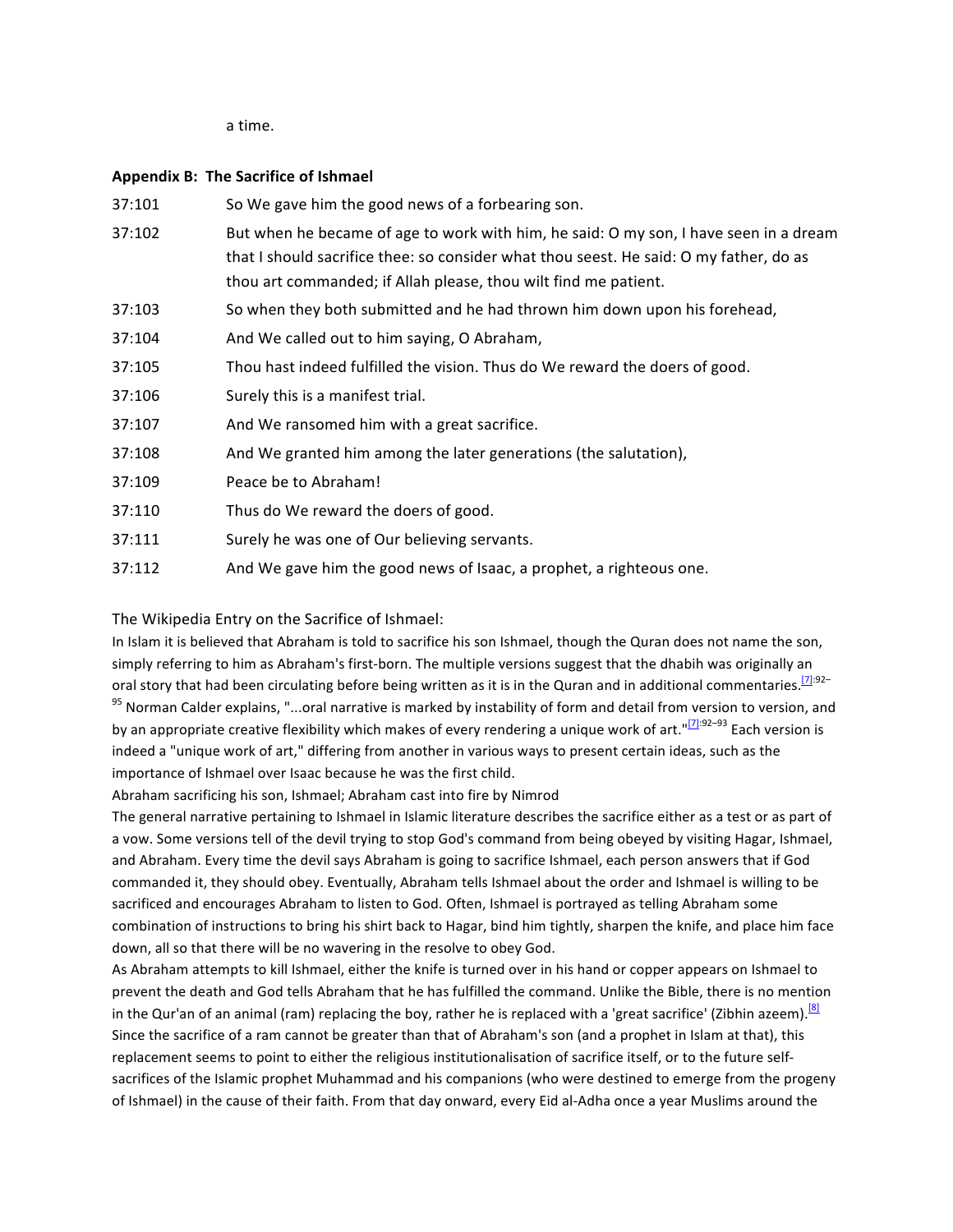a time.

**Appendix B: The Sacrifice of Ishmael**

| | |
|---|---|
| 37:101 | So We gave him the good news of a forbearing son. |
| 37:102 | But when he became of age to work with him, he said: O my son, I have seen in a dream that I should sacrifice thee: so consider what thou seest. He said: O my father, do as thou art commanded; if Allah please, thou wilt find me patient. |
| 37:103 | So when they both submitted and he had thrown him down upon his forehead, |
| 37:104 | And We called out to him saying, O Abraham, |
| 37:105 | Thou hast indeed fulfilled the vision. Thus do We reward the doers of good. |
| 37:106 | Surely this is a manifest trial. |
| 37:107 | And We ransomed him with a great sacrifice. |
| 37:108 | And We granted him among the later generations (the salutation), |
| 37:109 | Peace be to Abraham! |
| 37:110 | Thus do We reward the doers of good. |
| 37:111 | Surely he was one of Our believing servants. |
| 37:112 | And We gave him the good news of Isaac, a prophet, a righteous one. |

The Wikipedia Entry on the Sacrifice of Ishmael:

In Islam it is believed that Abraham is told to sacrifice his son Ishmael, though the Quran does not name the son, simply referring to him as Abraham's first-born. The multiple versions suggest that the dhabih was originally an oral story that had been circulating before being written as it is in the Quran and in additional commentaries.[7]:92–95 Norman Calder explains, "...oral narrative is marked by instability of form and detail from version to version, and by an appropriate creative flexibility which makes of every rendering a unique work of art."[7]:92–93 Each version is indeed a "unique work of art," differing from another in various ways to present certain ideas, such as the importance of Ishmael over Isaac because he was the first child.

Abraham sacrificing his son, Ishmael; Abraham cast into fire by Nimrod

The general narrative pertaining to Ishmael in Islamic literature describes the sacrifice either as a test or as part of a vow. Some versions tell of the devil trying to stop God's command from being obeyed by visiting Hagar, Ishmael, and Abraham. Every time the devil says Abraham is going to sacrifice Ishmael, each person answers that if God commanded it, they should obey. Eventually, Abraham tells Ishmael about the order and Ishmael is willing to be sacrificed and encourages Abraham to listen to God. Often, Ishmael is portrayed as telling Abraham some combination of instructions to bring his shirt back to Hagar, bind him tightly, sharpen the knife, and place him face down, all so that there will be no wavering in the resolve to obey God.

As Abraham attempts to kill Ishmael, either the knife is turned over in his hand or copper appears on Ishmael to prevent the death and God tells Abraham that he has fulfilled the command. Unlike the Bible, there is no mention in the Qur'an of an animal (ram) replacing the boy, rather he is replaced with a 'great sacrifice' (Zibhin azeem).[8] Since the sacrifice of a ram cannot be greater than that of Abraham's son (and a prophet in Islam at that), this replacement seems to point to either the religious institutionalisation of sacrifice itself, or to the future self-sacrifices of the Islamic prophet Muhammad and his companions (who were destined to emerge from the progeny of Ishmael) in the cause of their faith. From that day onward, every Eid al-Adha once a year Muslims around the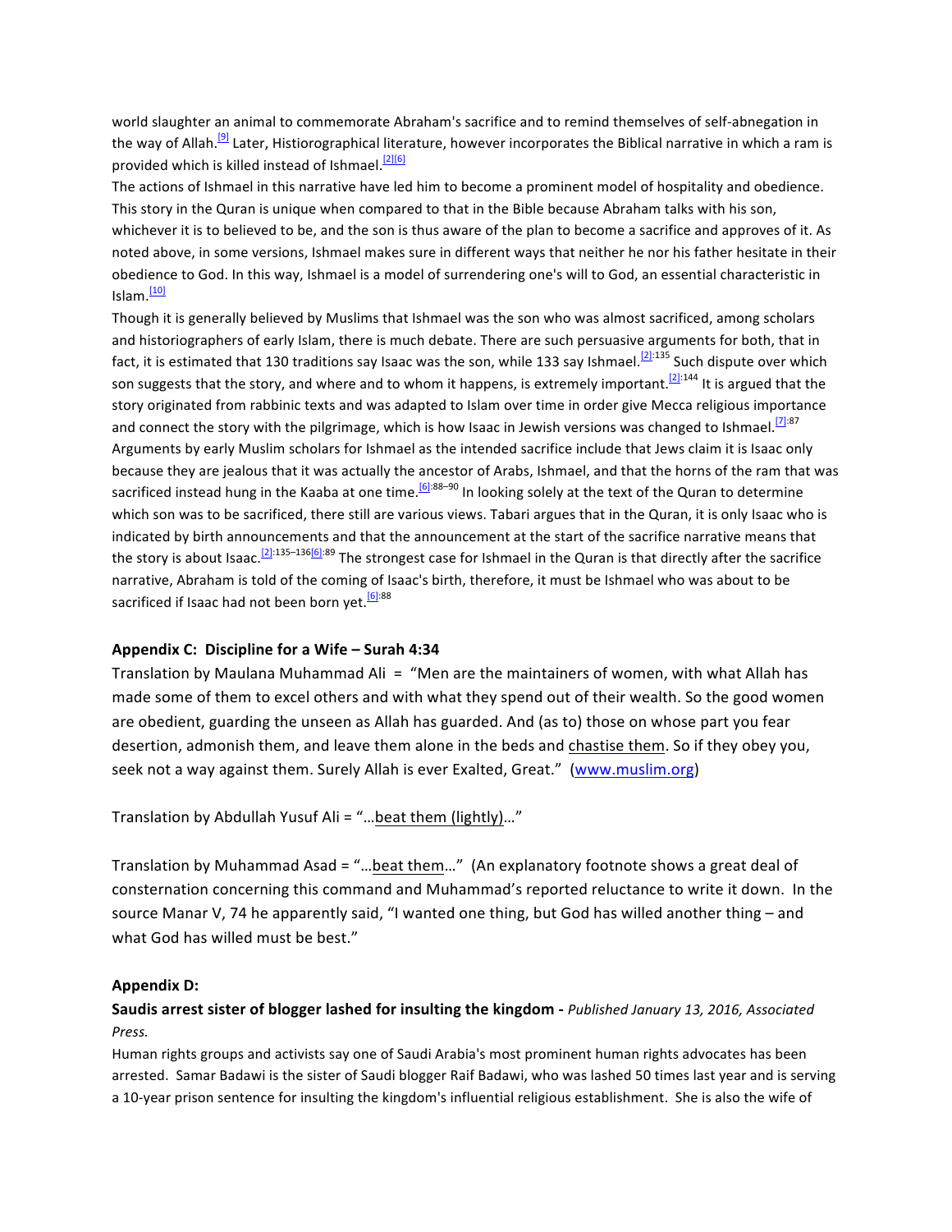world slaughter an animal to commemorate Abraham's sacrifice and to remind themselves of self-abnegation in the way of Allah.[9] Later, Histiorographical literature, however incorporates the Biblical narrative in which a ram is provided which is killed instead of Ishmael.[2][6]

The actions of Ishmael in this narrative have led him to become a prominent model of hospitality and obedience. This story in the Quran is unique when compared to that in the Bible because Abraham talks with his son, whichever it is to believed to be, and the son is thus aware of the plan to become a sacrifice and approves of it. As noted above, in some versions, Ishmael makes sure in different ways that neither he nor his father hesitate in their obedience to God. In this way, Ishmael is a model of surrendering one's will to God, an essential characteristic in Islam.[10]

Though it is generally believed by Muslims that Ishmael was the son who was almost sacrificed, among scholars and historiographers of early Islam, there is much debate. There are such persuasive arguments for both, that in fact, it is estimated that 130 traditions say Isaac was the son, while 133 say Ishmael.[2]:135 Such dispute over which son suggests that the story, and where and to whom it happens, is extremely important.[2]:144 It is argued that the story originated from rabbinic texts and was adapted to Islam over time in order give Mecca religious importance and connect the story with the pilgrimage, which is how Isaac in Jewish versions was changed to Ishmael.[7]:87 Arguments by early Muslim scholars for Ishmael as the intended sacrifice include that Jews claim it is Isaac only because they are jealous that it was actually the ancestor of Arabs, Ishmael, and that the horns of the ram that was sacrificed instead hung in the Kaaba at one time.[6]:88–90 In looking solely at the text of the Quran to determine which son was to be sacrificed, there still are various views. Tabari argues that in the Quran, it is only Isaac who is indicated by birth announcements and that the announcement at the start of the sacrifice narrative means that the story is about Isaac.[2]:135–136[6]:89 The strongest case for Ishmael in the Quran is that directly after the sacrifice narrative, Abraham is told of the coming of Isaac's birth, therefore, it must be Ishmael who was about to be sacrificed if Isaac had not been born yet.[6]:88

**Appendix C: Discipline for a Wife – Surah 4:34**

Translation by Maulana Muhammad Ali = "Men are the maintainers of women, with what Allah has made some of them to excel others and with what they spend out of their wealth. So the good women are obedient, guarding the unseen as Allah has guarded. And (as to) those on whose part you fear desertion, admonish them, and leave them alone in the beds and chastise them. So if they obey you, seek not a way against them. Surely Allah is ever Exalted, Great." (www.muslim.org)

Translation by Abdullah Yusuf Ali = "…beat them (lightly)…"

Translation by Muhammad Asad = "…beat them…" (An explanatory footnote shows a great deal of consternation concerning this command and Muhammad's reported reluctance to write it down. In the source Manar V, 74 he apparently said, "I wanted one thing, but God has willed another thing – and what God has willed must be best."

**Appendix D:**

**Saudis arrest sister of blogger lashed for insulting the kingdom** - *Published January 13, 2016, Associated Press.*

Human rights groups and activists say one of Saudi Arabia's most prominent human rights advocates has been arrested. Samar Badawi is the sister of Saudi blogger Raif Badawi, who was lashed 50 times last year and is serving a 10-year prison sentence for insulting the kingdom's influential religious establishment. She is also the wife of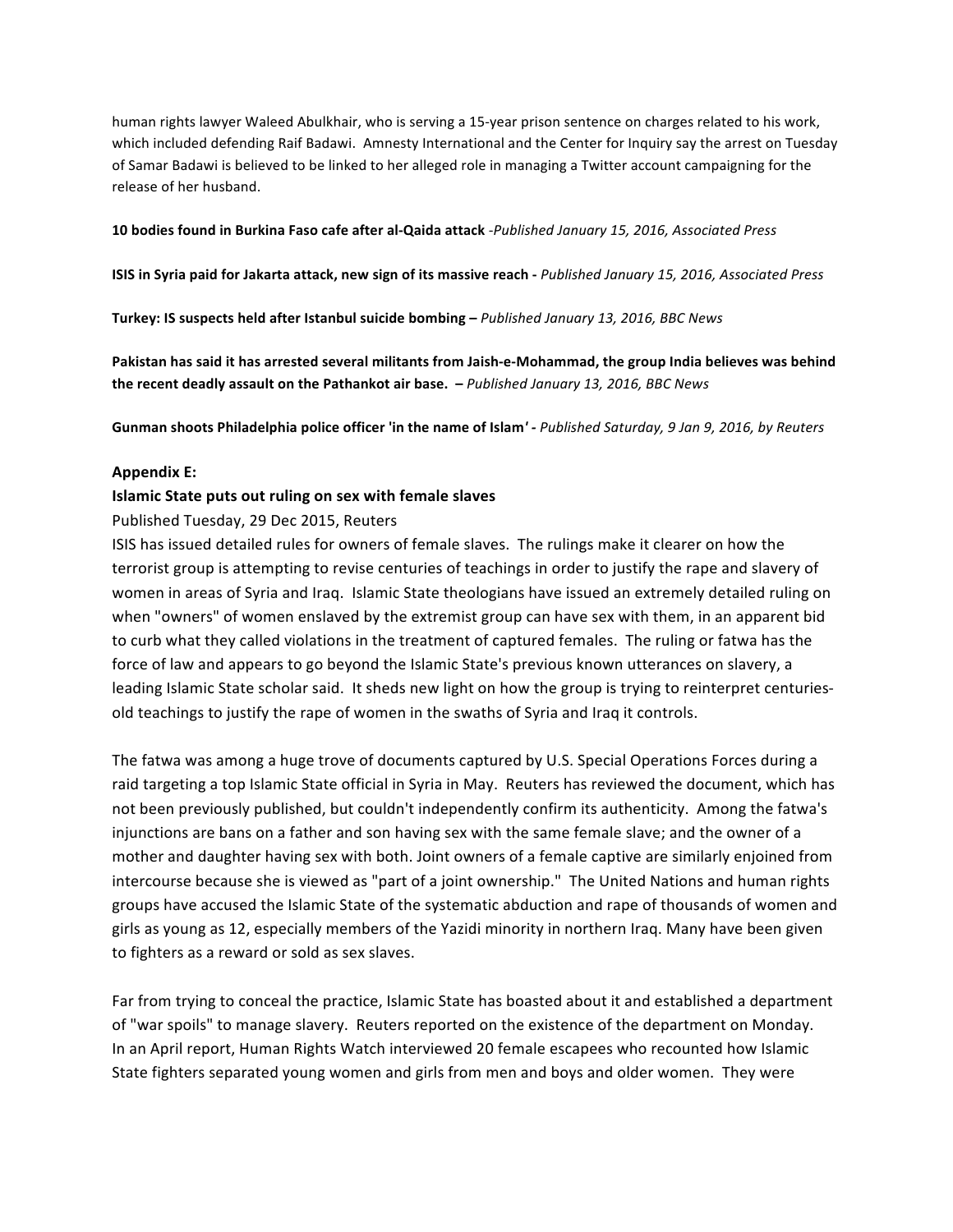human rights lawyer Waleed Abulkhair, who is serving a 15-year prison sentence on charges related to his work, which included defending Raif Badawi. Amnesty International and the Center for Inquiry say the arrest on Tuesday of Samar Badawi is believed to be linked to her alleged role in managing a Twitter account campaigning for the release of her husband.

**10 bodies found in Burkina Faso cafe after al-Qaida attack** -*Published January 15, 2016, Associated Press*

**ISIS in Syria paid for Jakarta attack, new sign of its massive reach -** *Published January 15, 2016, Associated Press*

**Turkey: IS suspects held after Istanbul suicide bombing –** *Published January 13, 2016, BBC News*

**Pakistan has said it has arrested several militants from Jaish-e-Mohammad, the group India believes was behind the recent deadly assault on the Pathankot air base. –** *Published January 13, 2016, BBC News*

**Gunman shoots Philadelphia police officer 'in the name of Islam' -** *Published Saturday, 9 Jan 9, 2016, by Reuters*

**Appendix E:**

**Islamic State puts out ruling on sex with female slaves**

Published Tuesday, 29 Dec 2015, Reuters

ISIS has issued detailed rules for owners of female slaves. The rulings make it clearer on how the terrorist group is attempting to revise centuries of teachings in order to justify the rape and slavery of women in areas of Syria and Iraq. Islamic State theologians have issued an extremely detailed ruling on when "owners" of women enslaved by the extremist group can have sex with them, in an apparent bid to curb what they called violations in the treatment of captured females. The ruling or fatwa has the force of law and appears to go beyond the Islamic State's previous known utterances on slavery, a leading Islamic State scholar said. It sheds new light on how the group is trying to reinterpret centuries-old teachings to justify the rape of women in the swaths of Syria and Iraq it controls.

The fatwa was among a huge trove of documents captured by U.S. Special Operations Forces during a raid targeting a top Islamic State official in Syria in May. Reuters has reviewed the document, which has not been previously published, but couldn't independently confirm its authenticity. Among the fatwa's injunctions are bans on a father and son having sex with the same female slave; and the owner of a mother and daughter having sex with both. Joint owners of a female captive are similarly enjoined from intercourse because she is viewed as "part of a joint ownership." The United Nations and human rights groups have accused the Islamic State of the systematic abduction and rape of thousands of women and girls as young as 12, especially members of the Yazidi minority in northern Iraq. Many have been given to fighters as a reward or sold as sex slaves.

Far from trying to conceal the practice, Islamic State has boasted about it and established a department of "war spoils" to manage slavery. Reuters reported on the existence of the department on Monday. In an April report, Human Rights Watch interviewed 20 female escapees who recounted how Islamic State fighters separated young women and girls from men and boys and older women. They were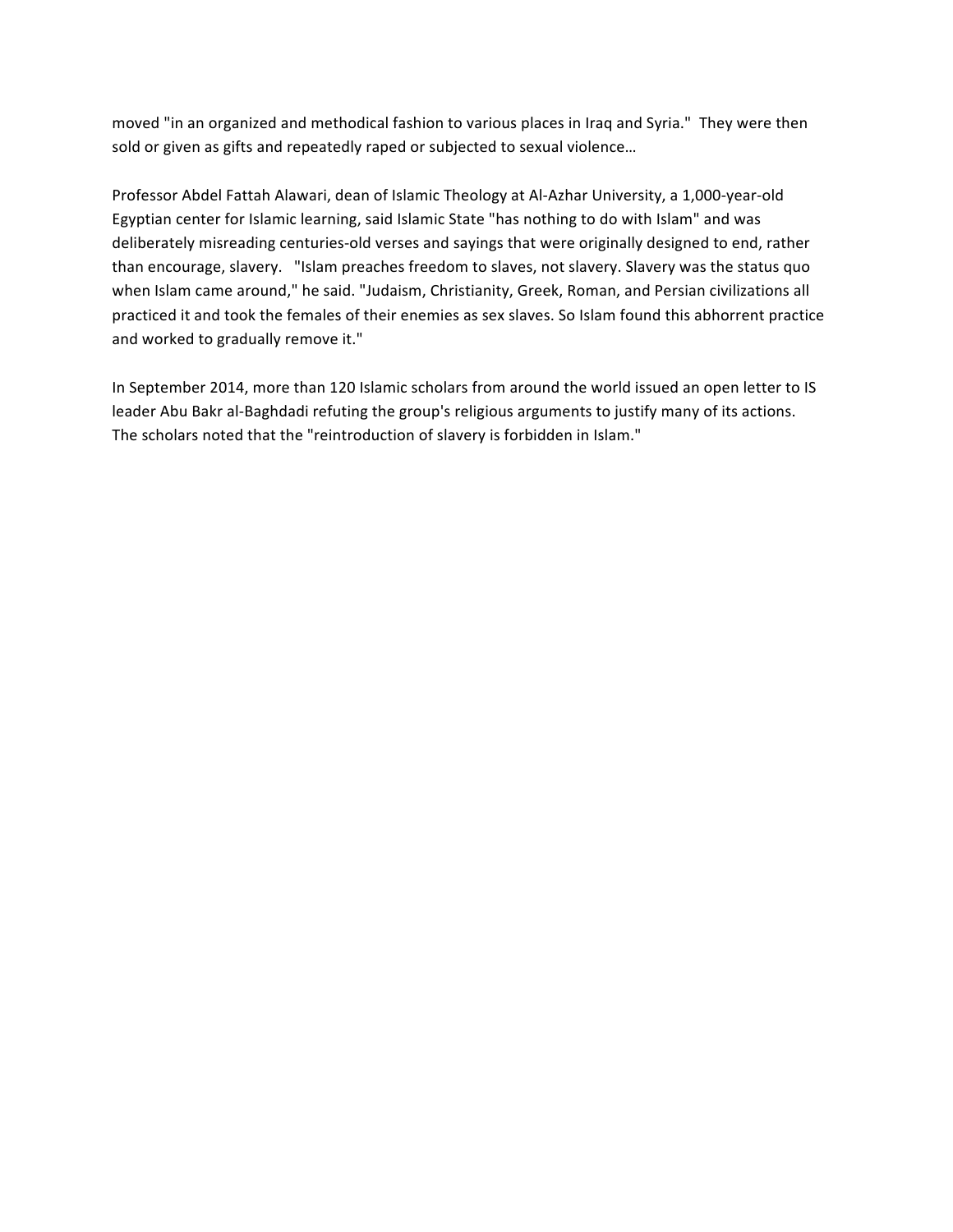moved "in an organized and methodical fashion to various places in Iraq and Syria." They were then sold or given as gifts and repeatedly raped or subjected to sexual violence…

Professor Abdel Fattah Alawari, dean of Islamic Theology at Al-Azhar University, a 1,000-year-old Egyptian center for Islamic learning, said Islamic State "has nothing to do with Islam" and was deliberately misreading centuries-old verses and sayings that were originally designed to end, rather than encourage, slavery. "Islam preaches freedom to slaves, not slavery. Slavery was the status quo when Islam came around," he said. "Judaism, Christianity, Greek, Roman, and Persian civilizations all practiced it and took the females of their enemies as sex slaves. So Islam found this abhorrent practice and worked to gradually remove it."

In September 2014, more than 120 Islamic scholars from around the world issued an open letter to IS leader Abu Bakr al-Baghdadi refuting the group's religious arguments to justify many of its actions. The scholars noted that the "reintroduction of slavery is forbidden in Islam."